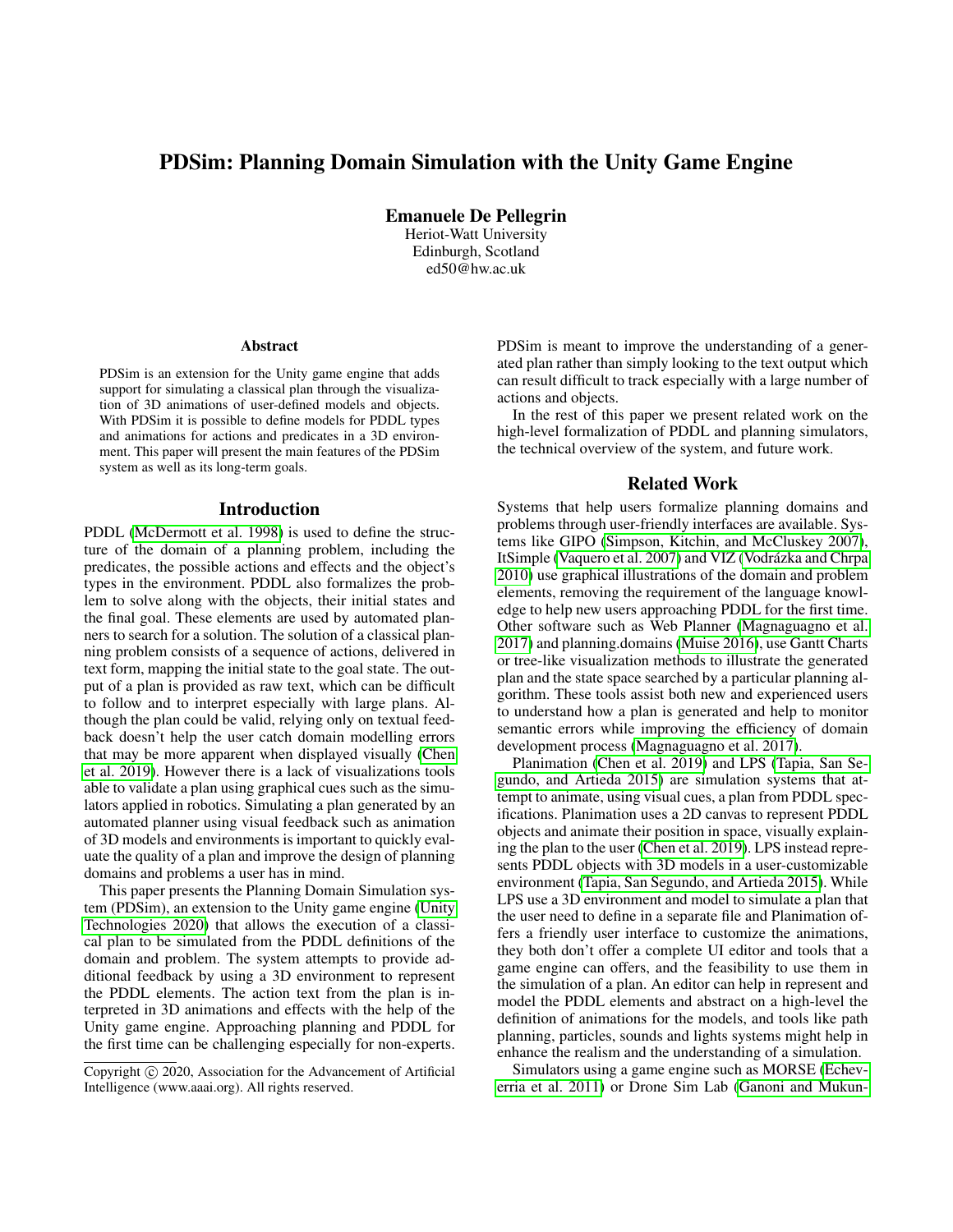# PDSim: Planning Domain Simulation with the Unity Game Engine

**Emanuele De Pellegrin**
Heriot-Watt University
Edinburgh, Scotland
ed50@hw.ac.uk

## Abstract

PDSim is an extension for the Unity game engine that adds support for simulating a classical plan through the visualization of 3D animations of user-defined models and objects. With PDSim it is possible to define models for PDDL types and animations for actions and predicates in a 3D environment. This paper will present the main features of the PDSim system as well as its long-term goals.

## Introduction

PDDL (McDermott et al. 1998) is used to define the structure of the domain of a planning problem, including the predicates, the possible actions and effects and the object's types in the environment. PDDL also formalizes the problem to solve along with the objects, their initial states and the final goal. These elements are used by automated planners to search for a solution. The solution of a classical planning problem consists of a sequence of actions, delivered in text form, mapping the initial state to the goal state. The output of a plan is provided as raw text, which can be difficult to follow and to interpret especially with large plans. Although the plan could be valid, relying only on textual feedback doesn't help the user catch domain modelling errors that may be more apparent when displayed visually (Chen et al. 2019). However there is a lack of visualizations tools able to validate a plan using graphical cues such as the simulators applied in robotics. Simulating a plan generated by an automated planner using visual feedback such as animation of 3D models and environments is important to quickly evaluate the quality of a plan and improve the design of planning domains and problems a user has in mind.

This paper presents the Planning Domain Simulation system (PDSim), an extension to the Unity game engine (Unity Technologies 2020) that allows the execution of a classical plan to be simulated from the PDDL definitions of the domain and problem. The system attempts to provide additional feedback by using a 3D environment to represent the PDDL elements. The action text from the plan is interpreted in 3D animations and effects with the help of the Unity game engine. Approaching planning and PDDL for the first time can be challenging especially for non-experts. PDSim is meant to improve the understanding of a generated plan rather than simply looking to the text output which can result difficult to track especially with a large number of actions and objects.

In the rest of this paper we present related work on the high-level formalization of PDDL and planning simulators, the technical overview of the system, and future work.

## Related Work

Systems that help users formalize planning domains and problems through user-friendly interfaces are available. Systems like GIPO (Simpson, Kitchin, and McCluskey 2007), ItSimple (Vaquero et al. 2007) and VIZ (Vodrázka and Chrpa 2010) use graphical illustrations of the domain and problem elements, removing the requirement of the language knowledge to help new users approaching PDDL for the first time. Other software such as Web Planner (Magnaguagno et al. 2017) and planning.domains (Muise 2016), use Gantt Charts or tree-like visualization methods to illustrate the generated plan and the state space searched by a particular planning algorithm. These tools assist both new and experienced users to understand how a plan is generated and help to monitor semantic errors while improving the efficiency of domain development process (Magnaguagno et al. 2017).

Planimation (Chen et al. 2019) and LPS (Tapia, San Segundo, and Artieda 2015) are simulation systems that attempt to animate, using visual cues, a plan from PDDL specifications. Planimation uses a 2D canvas to represent PDDL objects and animate their position in space, visually explaining the plan to the user (Chen et al. 2019). LPS instead represents PDDL objects with 3D models in a user-customizable environment (Tapia, San Segundo, and Artieda 2015). While LPS use a 3D environment and model to simulate a plan that the user need to define in a separate file and Planimation offers a friendly user interface to customize the animations, they both don't offer a complete UI editor and tools that a game engine can offers, and the feasibility to use them in the simulation of a plan. An editor can help in represent and model the PDDL elements and abstract on a high-level the definition of animations for the models, and tools like path planning, particles, sounds and lights systems might help in enhance the realism and the understanding of a simulation.

Simulators using a game engine such as MORSE (Echeverria et al. 2011) or Drone Sim Lab (Ganoni and Mukun-

Copyright © 2020, Association for the Advancement of Artificial Intelligence (www.aaai.org). All rights reserved.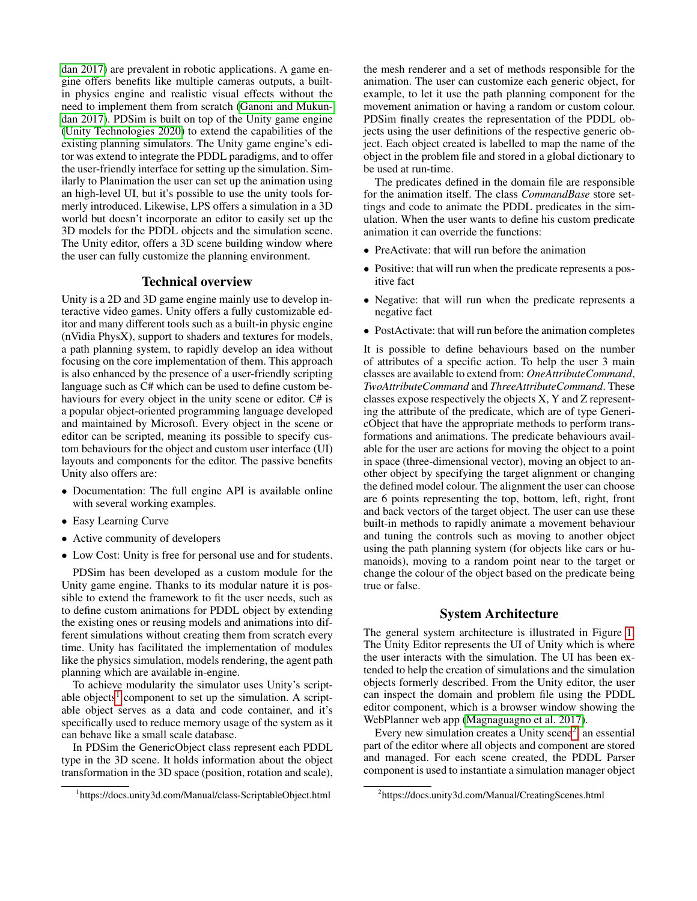dan 2017) are prevalent in robotic applications. A game engine offers benefits like multiple cameras outputs, a built-in physics engine and realistic visual effects without the need to implement them from scratch (Ganoni and Mukundan 2017). PDSim is built on top of the Unity game engine (Unity Technologies 2020) to extend the capabilities of the existing planning simulators. The Unity game engine's editor was extend to integrate the PDDL paradigms, and to offer the user-friendly interface for setting up the simulation. Similarly to Planimation the user can set up the animation using an high-level UI, but it's possible to use the unity tools formerly introduced. Likewise, LPS offers a simulation in a 3D world but doesn't incorporate an editor to easily set up the 3D models for the PDDL objects and the simulation scene. The Unity editor, offers a 3D scene building window where the user can fully customize the planning environment.

## Technical overview

Unity is a 2D and 3D game engine mainly use to develop interactive video games. Unity offers a fully customizable editor and many different tools such as a built-in physic engine (nVidia PhysX), support to shaders and textures for models, a path planning system, to rapidly develop an idea without focusing on the core implementation of them. This approach is also enhanced by the presence of a user-friendly scripting language such as C# which can be used to define custom behaviours for every object in the unity scene or editor. C# is a popular object-oriented programming language developed and maintained by Microsoft. Every object in the scene or editor can be scripted, meaning its possible to specify custom behaviours for the object and custom user interface (UI) layouts and components for the editor. The passive benefits Unity also offers are:

- Documentation: The full engine API is available online with several working examples.
- Easy Learning Curve
- Active community of developers
- Low Cost: Unity is free for personal use and for students.

PDSim has been developed as a custom module for the Unity game engine. Thanks to its modular nature it is possible to extend the framework to fit the user needs, such as to define custom animations for PDDL object by extending the existing ones or reusing models and animations into different simulations without creating them from scratch every time. Unity has facilitated the implementation of modules like the physics simulation, models rendering, the agent path planning which are available in-engine.

To achieve modularity the simulator uses Unity's scriptable objects[1] component to set up the simulation. A scriptable object serves as a data and code container, and it's specifically used to reduce memory usage of the system as it can behave like a small scale database.

In PDSim the GenericObject class represent each PDDL type in the 3D scene. It holds information about the object transformation in the 3D space (position, rotation and scale), the mesh renderer and a set of methods responsible for the animation. The user can customize each generic object, for example, to let it use the path planning component for the movement animation or having a random or custom colour. PDSim finally creates the representation of the PDDL objects using the user definitions of the respective generic object. Each object created is labelled to map the name of the object in the problem file and stored in a global dictionary to be used at run-time.

The predicates defined in the domain file are responsible for the animation itself. The class *CommandBase* store settings and code to animate the PDDL predicates in the simulation. When the user wants to define his custom predicate animation it can override the functions:

- PreActivate: that will run before the animation
- Positive: that will run when the predicate represents a positive fact
- Negative: that will run when the predicate represents a negative fact
- PostActivate: that will run before the animation completes

It is possible to define behaviours based on the number of attributes of a specific action. To help the user 3 main classes are available to extend from: *OneAttributeCommand*, *TwoAttributeCommand* and *ThreeAttributeCommand*. These classes expose respectively the objects X, Y and Z representing the attribute of the predicate, which are of type GenericObject that have the appropriate methods to perform transformations and animations. The predicate behaviours available for the user are actions for moving the object to a point in space (three-dimensional vector), moving an object to another object by specifying the target alignment or changing the defined model colour. The alignment the user can choose are 6 points representing the top, bottom, left, right, front and back vectors of the target object. The user can use these built-in methods to rapidly animate a movement behaviour and tuning the controls such as moving to another object using the path planning system (for objects like cars or humanoids), moving to a random point near to the target or change the colour of the object based on the predicate being true or false.

## System Architecture

The general system architecture is illustrated in Figure 1. The Unity Editor represents the UI of Unity which is where the user interacts with the simulation. The UI has been extended to help the creation of simulations and the simulation objects formerly described. From the Unity editor, the user can inspect the domain and problem file using the PDDL editor component, which is a browser window showing the WebPlanner web app (Magnaguagno et al. 2017).

Every new simulation creates a Unity scene[2], an essential part of the editor where all objects and component are stored and managed. For each scene created, the PDDL Parser component is used to instantiate a simulation manager object

[1] https://docs.unity3d.com/Manual/class-ScriptableObject.html

[2] https://docs.unity3d.com/Manual/CreatingScenes.html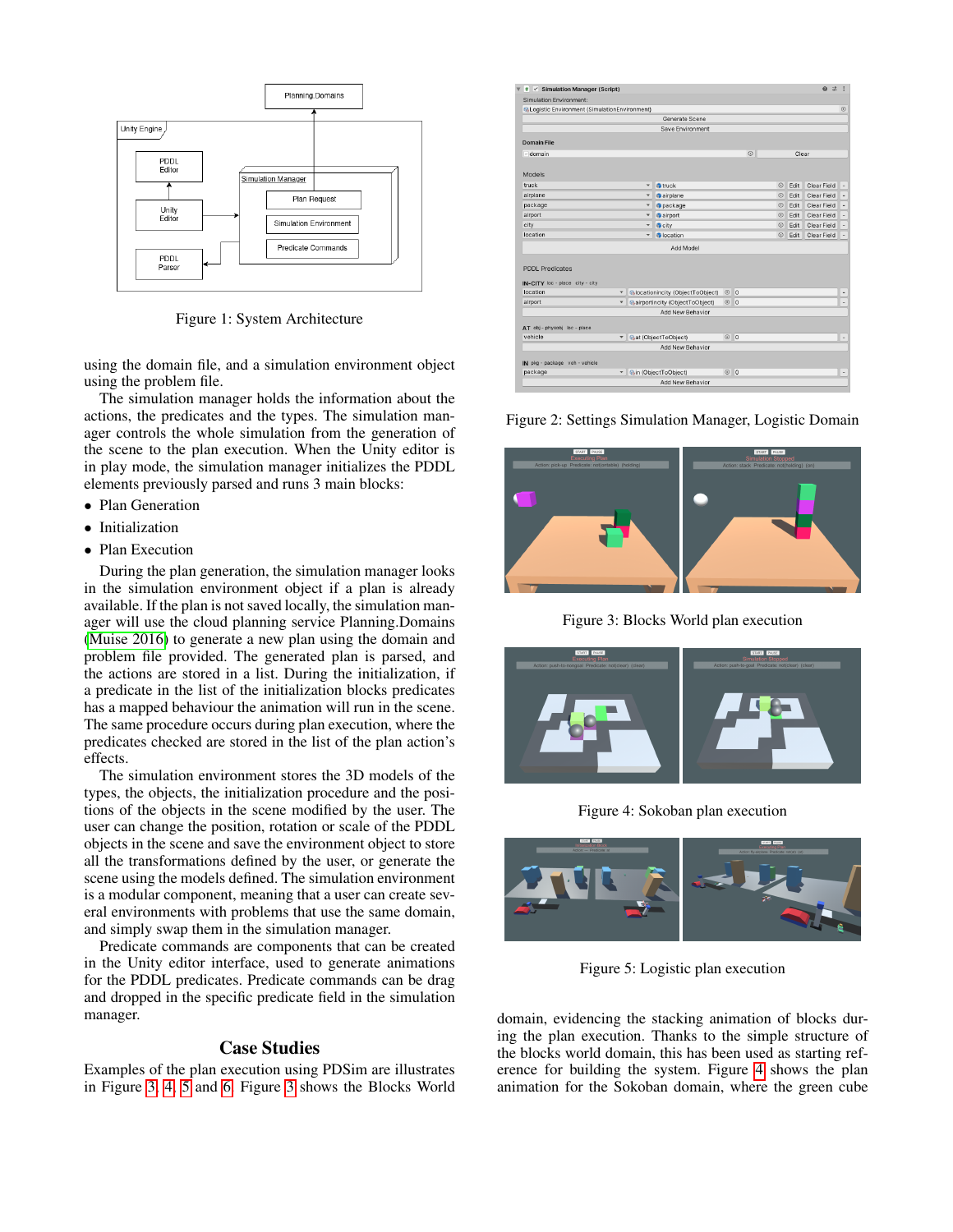Figure 1: System Architecture

using the domain file, and a simulation environment object using the problem file.

The simulation manager holds the information about the actions, the predicates and the types. The simulation manager controls the whole simulation from the generation of the scene to the plan execution. When the Unity editor is in play mode, the simulation manager initializes the PDDL elements previously parsed and runs 3 main blocks:

- Plan Generation
- Initialization
- Plan Execution

During the plan generation, the simulation manager looks in the simulation environment object if a plan is already available. If the plan is not saved locally, the simulation manager will use the cloud planning service Planning.Domains (Muise 2016) to generate a new plan using the domain and problem file provided. The generated plan is parsed, and the actions are stored in a list. During the initialization, if a predicate in the list of the initialization blocks predicates has a mapped behaviour the animation will run in the scene. The same procedure occurs during plan execution, where the predicates checked are stored in the list of the plan action's effects.

The simulation environment stores the 3D models of the types, the objects, the initialization procedure and the positions of the objects in the scene modified by the user. The user can change the position, rotation or scale of the PDDL objects in the scene and save the environment object to store all the transformations defined by the user, or generate the scene using the models defined. The simulation environment is a modular component, meaning that a user can create several environments with problems that use the same domain, and simply swap them in the simulation manager.

Predicate commands are components that can be created in the Unity editor interface, used to generate animations for the PDDL predicates. Predicate commands can be drag and dropped in the specific predicate field in the simulation manager.

## Case Studies

Examples of the plan execution using PDSim are illustrates in Figure 3, 4, 5 and 6. Figure 3 shows the Blocks World domain, evidencing the stacking animation of blocks during the plan execution. Thanks to the simple structure of the blocks world domain, this has been used as starting reference for building the system. Figure 4 shows the plan animation for the Sokoban domain, where the green cube

Figure 2: Settings Simulation Manager, Logistic Domain

Figure 3: Blocks World plan execution

Figure 4: Sokoban plan execution

Figure 5: Logistic plan execution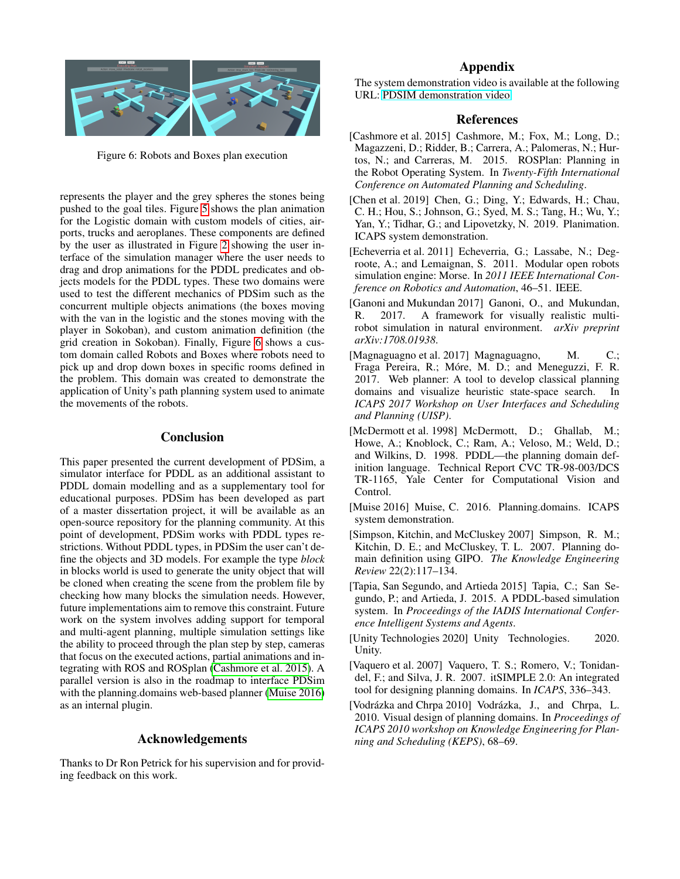Figure 6: Robots and Boxes plan execution

represents the player and the grey spheres the stones being pushed to the goal tiles. Figure 5 shows the plan animation for the Logistic domain with custom models of cities, airports, trucks and aeroplanes. These components are defined by the user as illustrated in Figure 2 showing the user interface of the simulation manager where the user needs to drag and drop animations for the PDDL predicates and objects models for the PDDL types. These two domains were used to test the different mechanics of PDSim such as the concurrent multiple objects animations (the boxes moving with the van in the logistic and the stones moving with the player in Sokoban), and custom animation definition (the grid creation in Sokoban). Finally, Figure 6 shows a custom domain called Robots and Boxes where robots need to pick up and drop down boxes in specific rooms defined in the problem. This domain was created to demonstrate the application of Unity's path planning system used to animate the movements of the robots.

## Conclusion

This paper presented the current development of PDSim, a simulator interface for PDDL as an additional assistant to PDDL domain modelling and as a supplementary tool for educational purposes. PDSim has been developed as part of a master dissertation project, it will be available as an open-source repository for the planning community. At this point of development, PDSim works with PDDL types restrictions. Without PDDL types, in PDSim the user can't define the objects and 3D models. For example the type *block* in blocks world is used to generate the unity object that will be cloned when creating the scene from the problem file by checking how many blocks the simulation needs. However, future implementations aim to remove this constraint. Future work on the system involves adding support for temporal and multi-agent planning, multiple simulation settings like the ability to proceed through the plan step by step, cameras that focus on the executed actions, partial animations and integrating with ROS and ROSplan (Cashmore et al. 2015). A parallel version is also in the roadmap to interface PDSim with the planning.domains web-based planner (Muise 2016) as an internal plugin.

## Acknowledgements

Thanks to Dr Ron Petrick for his supervision and for providing feedback on this work.

## Appendix

The system demonstration video is available at the following URL: PDSIM demonstration video

## References

[Cashmore et al. 2015] Cashmore, M.; Fox, M.; Long, D.; Magazzeni, D.; Ridder, B.; Carrera, A.; Palomeras, N.; Hurtos, N.; and Carreras, M. 2015. ROSPlan: Planning in the Robot Operating System. In *Twenty-Fifth International Conference on Automated Planning and Scheduling*.

[Chen et al. 2019] Chen, G.; Ding, Y.; Edwards, H.; Chau, C. H.; Hou, S.; Johnson, G.; Syed, M. S.; Tang, H.; Wu, Y.; Yan, Y.; Tidhar, G.; and Lipovetzky, N. 2019. Planimation. ICAPS system demonstration.

[Echeverria et al. 2011] Echeverria, G.; Lassabe, N.; Degroote, A.; and Lemaignan, S. 2011. Modular open robots simulation engine: Morse. In *2011 IEEE International Conference on Robotics and Automation*, 46–51. IEEE.

[Ganoni and Mukundan 2017] Ganoni, O., and Mukundan, R. 2017. A framework for visually realistic multi-robot simulation in natural environment. *arXiv preprint arXiv:1708.01938*.

[Magnaguagno et al. 2017] Magnaguagno, M. C.; Fraga Pereira, R.; Móre, M. D.; and Meneguzzi, F. R. 2017. Web planner: A tool to develop classical planning domains and visualize heuristic state-space search. In *ICAPS 2017 Workshop on User Interfaces and Scheduling and Planning (UISP)*.

[McDermott et al. 1998] McDermott, D.; Ghallab, M.; Howe, A.; Knoblock, C.; Ram, A.; Veloso, M.; Weld, D.; and Wilkins, D. 1998. PDDL—the planning domain definition language. Technical Report CVC TR-98-003/DCS TR-1165, Yale Center for Computational Vision and Control.

[Muise 2016] Muise, C. 2016. Planning.domains. ICAPS system demonstration.

[Simpson, Kitchin, and McCluskey 2007] Simpson, R. M.; Kitchin, D. E.; and McCluskey, T. L. 2007. Planning domain definition using GIPO. *The Knowledge Engineering Review* 22(2):117–134.

[Tapia, San Segundo, and Artieda 2015] Tapia, C.; San Segundo, P.; and Artieda, J. 2015. A PDDL-based simulation system. In *Proceedings of the IADIS International Conference Intelligent Systems and Agents*.

[Unity Technologies 2020] Unity Technologies. 2020. Unity.

[Vaquero et al. 2007] Vaquero, T. S.; Romero, V.; Tonidandel, F.; and Silva, J. R. 2007. itSIMPLE 2.0: An integrated tool for designing planning domains. In *ICAPS*, 336–343.

[Vodrázka and Chrpa 2010] Vodrázka, J., and Chrpa, L. 2010. Visual design of planning domains. In *Proceedings of ICAPS 2010 workshop on Knowledge Engineering for Planning and Scheduling (KEPS)*, 68–69.